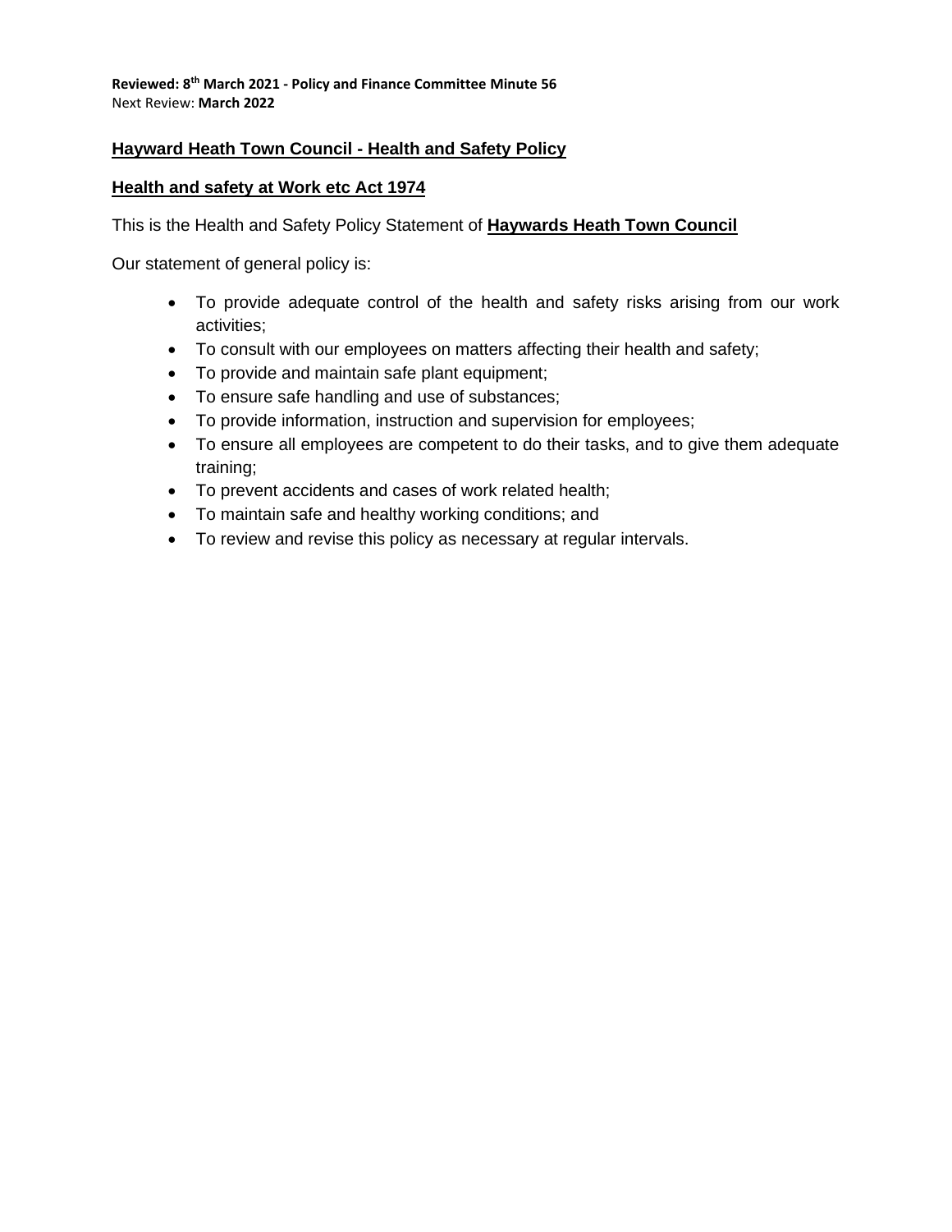**Reviewed: 8th March 2021 - Policy and Finance Committee Minute 56**
Next Review: **March 2022**

## Hayward Heath Town Council - Health and Safety Policy

### Health and safety at Work etc Act 1974

This is the Health and Safety Policy Statement of **Haywards Heath Town Council**

Our statement of general policy is:

- To provide adequate control of the health and safety risks arising from our work activities;
- To consult with our employees on matters affecting their health and safety;
- To provide and maintain safe plant equipment;
- To ensure safe handling and use of substances;
- To provide information, instruction and supervision for employees;
- To ensure all employees are competent to do their tasks, and to give them adequate training;
- To prevent accidents and cases of work related health;
- To maintain safe and healthy working conditions; and
- To review and revise this policy as necessary at regular intervals.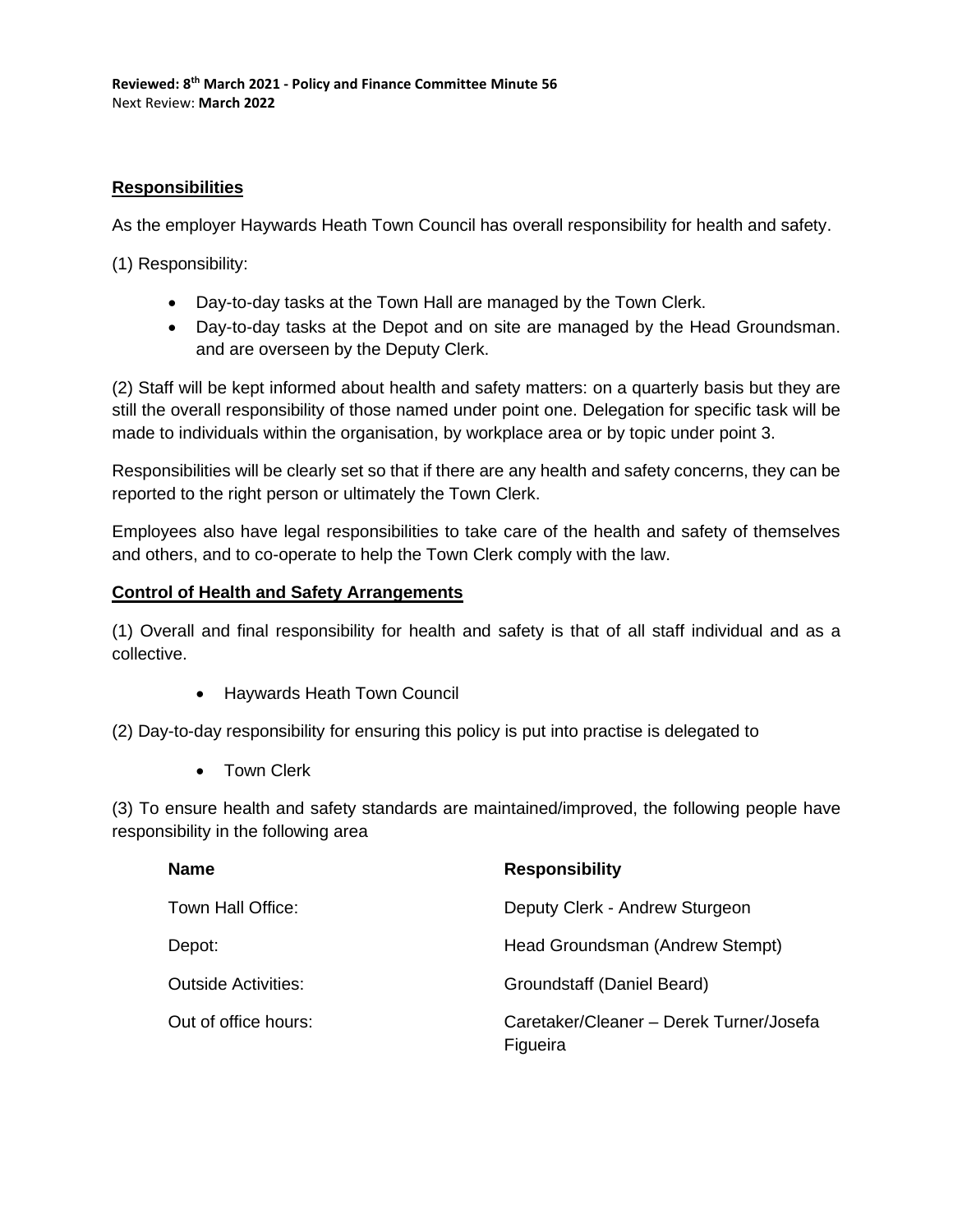**Reviewed: 8th March 2021 - Policy and Finance Committee Minute 56**
Next Review: **March 2022**

## Responsibilities

As the employer Haywards Heath Town Council has overall responsibility for health and safety.

(1) Responsibility:

- Day-to-day tasks at the Town Hall are managed by the Town Clerk.
- Day-to-day tasks at the Depot and on site are managed by the Head Groundsman. and are overseen by the Deputy Clerk.

(2) Staff will be kept informed about health and safety matters: on a quarterly basis but they are still the overall responsibility of those named under point one. Delegation for specific task will be made to individuals within the organisation, by workplace area or by topic under point 3.

Responsibilities will be clearly set so that if there are any health and safety concerns, they can be reported to the right person or ultimately the Town Clerk.

Employees also have legal responsibilities to take care of the health and safety of themselves and others, and to co-operate to help the Town Clerk comply with the law.

## Control of Health and Safety Arrangements

(1) Overall and final responsibility for health and safety is that of all staff individual and as a collective.

- Haywards Heath Town Council

(2) Day-to-day responsibility for ensuring this policy is put into practise is delegated to

- Town Clerk

(3) To ensure health and safety standards are maintained/improved, the following people have responsibility in the following area

| Name | Responsibility |
| --- | --- |
| Town Hall Office: | Deputy Clerk - Andrew Sturgeon |
| Depot: | Head Groundsman (Andrew Stempt) |
| Outside Activities: | Groundstaff (Daniel Beard) |
| Out of office hours: | Caretaker/Cleaner – Derek Turner/Josefa Figueira |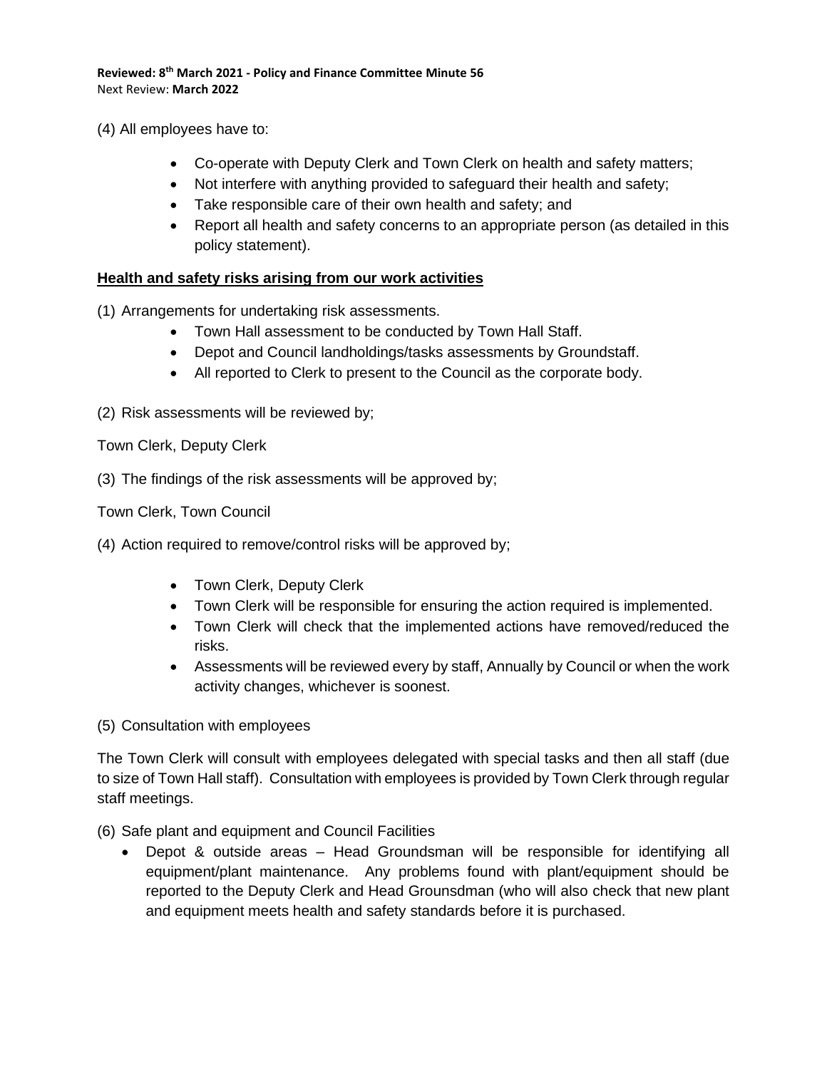(4) All employees have to:

- Co-operate with Deputy Clerk and Town Clerk on health and safety matters;
- Not interfere with anything provided to safeguard their health and safety;
- Take responsible care of their own health and safety; and
- Report all health and safety concerns to an appropriate person (as detailed in this policy statement).

## Health and safety risks arising from our work activities

(1) Arrangements for undertaking risk assessments.

- Town Hall assessment to be conducted by Town Hall Staff.
- Depot and Council landholdings/tasks assessments by Groundstaff.
- All reported to Clerk to present to the Council as the corporate body.

(2) Risk assessments will be reviewed by;

Town Clerk, Deputy Clerk

(3) The findings of the risk assessments will be approved by;

Town Clerk, Town Council

(4) Action required to remove/control risks will be approved by;

- Town Clerk, Deputy Clerk
- Town Clerk will be responsible for ensuring the action required is implemented.
- Town Clerk will check that the implemented actions have removed/reduced the risks.
- Assessments will be reviewed every by staff, Annually by Council or when the work activity changes, whichever is soonest.

(5) Consultation with employees

The Town Clerk will consult with employees delegated with special tasks and then all staff (due to size of Town Hall staff). Consultation with employees is provided by Town Clerk through regular staff meetings.

(6) Safe plant and equipment and Council Facilities

- Depot & outside areas – Head Groundsman will be responsible for identifying all equipment/plant maintenance. Any problems found with plant/equipment should be reported to the Deputy Clerk and Head Grounsdman (who will also check that new plant and equipment meets health and safety standards before it is purchased.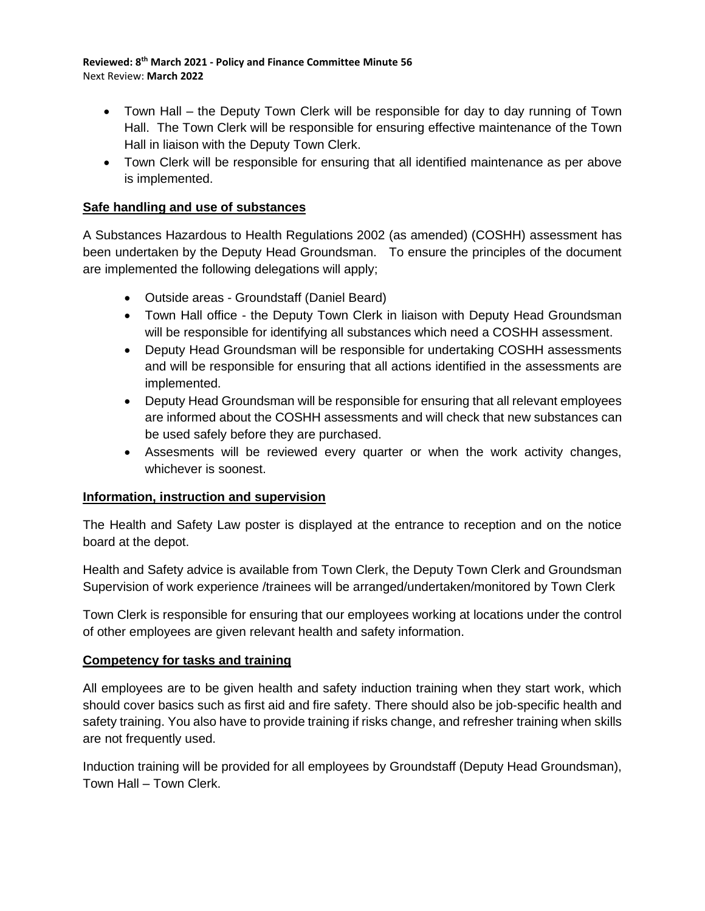**Reviewed: 8th March 2021 - Policy and Finance Committee Minute 56**
Next Review: **March 2022**

- Town Hall – the Deputy Town Clerk will be responsible for day to day running of Town Hall. The Town Clerk will be responsible for ensuring effective maintenance of the Town Hall in liaison with the Deputy Town Clerk.
- Town Clerk will be responsible for ensuring that all identified maintenance as per above is implemented.

**Safe handling and use of substances**

A Substances Hazardous to Health Regulations 2002 (as amended) (COSHH) assessment has been undertaken by the Deputy Head Groundsman. To ensure the principles of the document are implemented the following delegations will apply;

- Outside areas - Groundstaff (Daniel Beard)
- Town Hall office - the Deputy Town Clerk in liaison with Deputy Head Groundsman will be responsible for identifying all substances which need a COSHH assessment.
- Deputy Head Groundsman will be responsible for undertaking COSHH assessments and will be responsible for ensuring that all actions identified in the assessments are implemented.
- Deputy Head Groundsman will be responsible for ensuring that all relevant employees are informed about the COSHH assessments and will check that new substances can be used safely before they are purchased.
- Assesments will be reviewed every quarter or when the work activity changes, whichever is soonest.

**Information, instruction and supervision**

The Health and Safety Law poster is displayed at the entrance to reception and on the notice board at the depot.

Health and Safety advice is available from Town Clerk, the Deputy Town Clerk and Groundsman Supervision of work experience /trainees will be arranged/undertaken/monitored by Town Clerk

Town Clerk is responsible for ensuring that our employees working at locations under the control of other employees are given relevant health and safety information.

**Competency for tasks and training**

All employees are to be given health and safety induction training when they start work, which should cover basics such as first aid and fire safety. There should also be job-specific health and safety training. You also have to provide training if risks change, and refresher training when skills are not frequently used.

Induction training will be provided for all employees by Groundstaff (Deputy Head Groundsman), Town Hall – Town Clerk.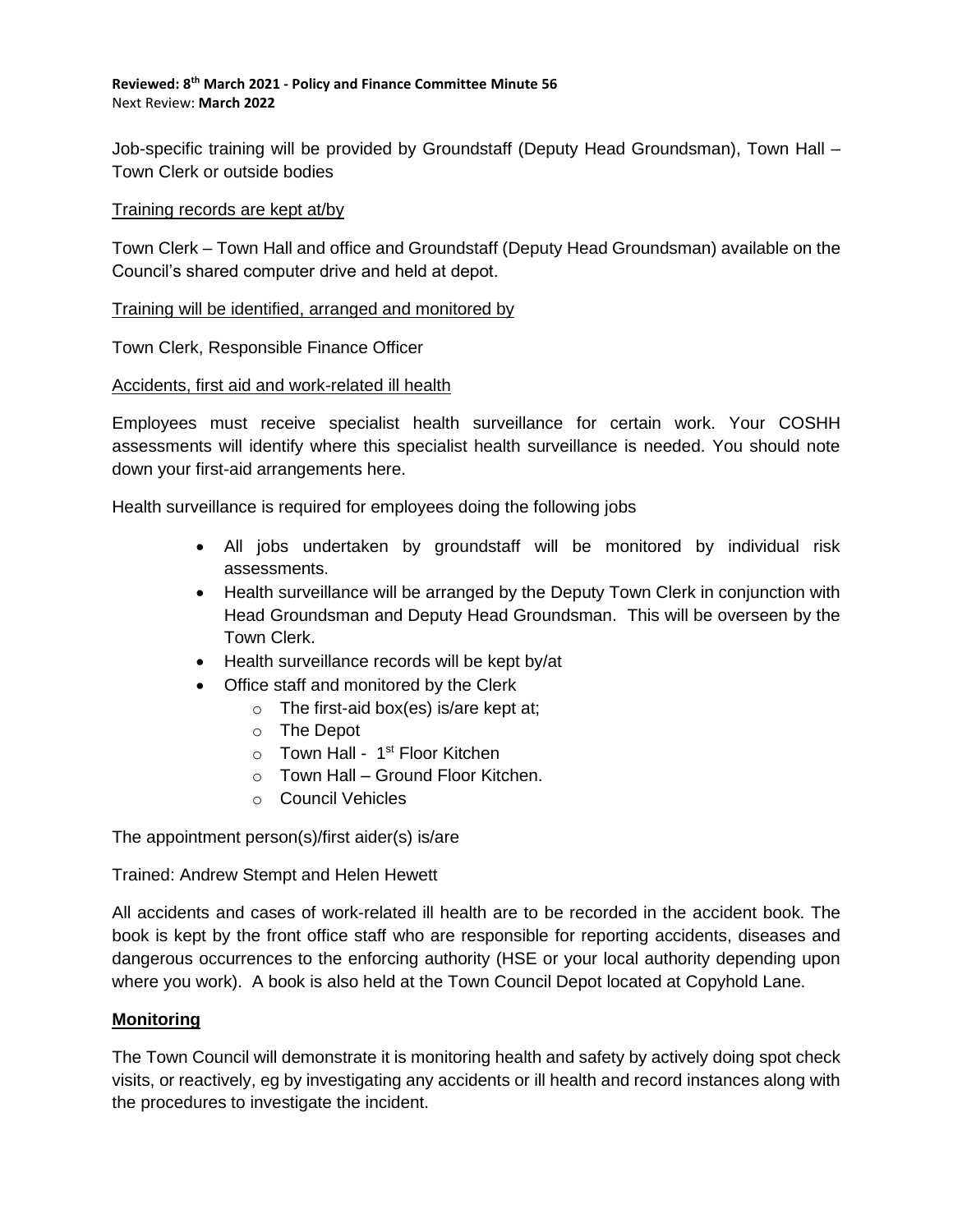**Reviewed: 8th March 2021 - Policy and Finance Committee Minute 56**
Next Review: **March 2022**

Job-specific training will be provided by Groundstaff (Deputy Head Groundsman), Town Hall – Town Clerk or outside bodies

Training records are kept at/by

Town Clerk – Town Hall and office and Groundstaff (Deputy Head Groundsman) available on the Council's shared computer drive and held at depot.

Training will be identified, arranged and monitored by

Town Clerk, Responsible Finance Officer

Accidents, first aid and work-related ill health

Employees must receive specialist health surveillance for certain work. Your COSHH assessments will identify where this specialist health surveillance is needed. You should note down your first-aid arrangements here.

Health surveillance is required for employees doing the following jobs

- All jobs undertaken by groundstaff will be monitored by individual risk assessments.
- Health surveillance will be arranged by the Deputy Town Clerk in conjunction with Head Groundsman and Deputy Head Groundsman. This will be overseen by the Town Clerk.
- Health surveillance records will be kept by/at
- Office staff and monitored by the Clerk
  - The first-aid box(es) is/are kept at;
  - The Depot
  - Town Hall - 1st Floor Kitchen
  - Town Hall – Ground Floor Kitchen.
  - Council Vehicles

The appointment person(s)/first aider(s) is/are

Trained: Andrew Stempt and Helen Hewett

All accidents and cases of work-related ill health are to be recorded in the accident book. The book is kept by the front office staff who are responsible for reporting accidents, diseases and dangerous occurrences to the enforcing authority (HSE or your local authority depending upon where you work). A book is also held at the Town Council Depot located at Copyhold Lane.

## Monitoring

The Town Council will demonstrate it is monitoring health and safety by actively doing spot check visits, or reactively, eg by investigating any accidents or ill health and record instances along with the procedures to investigate the incident.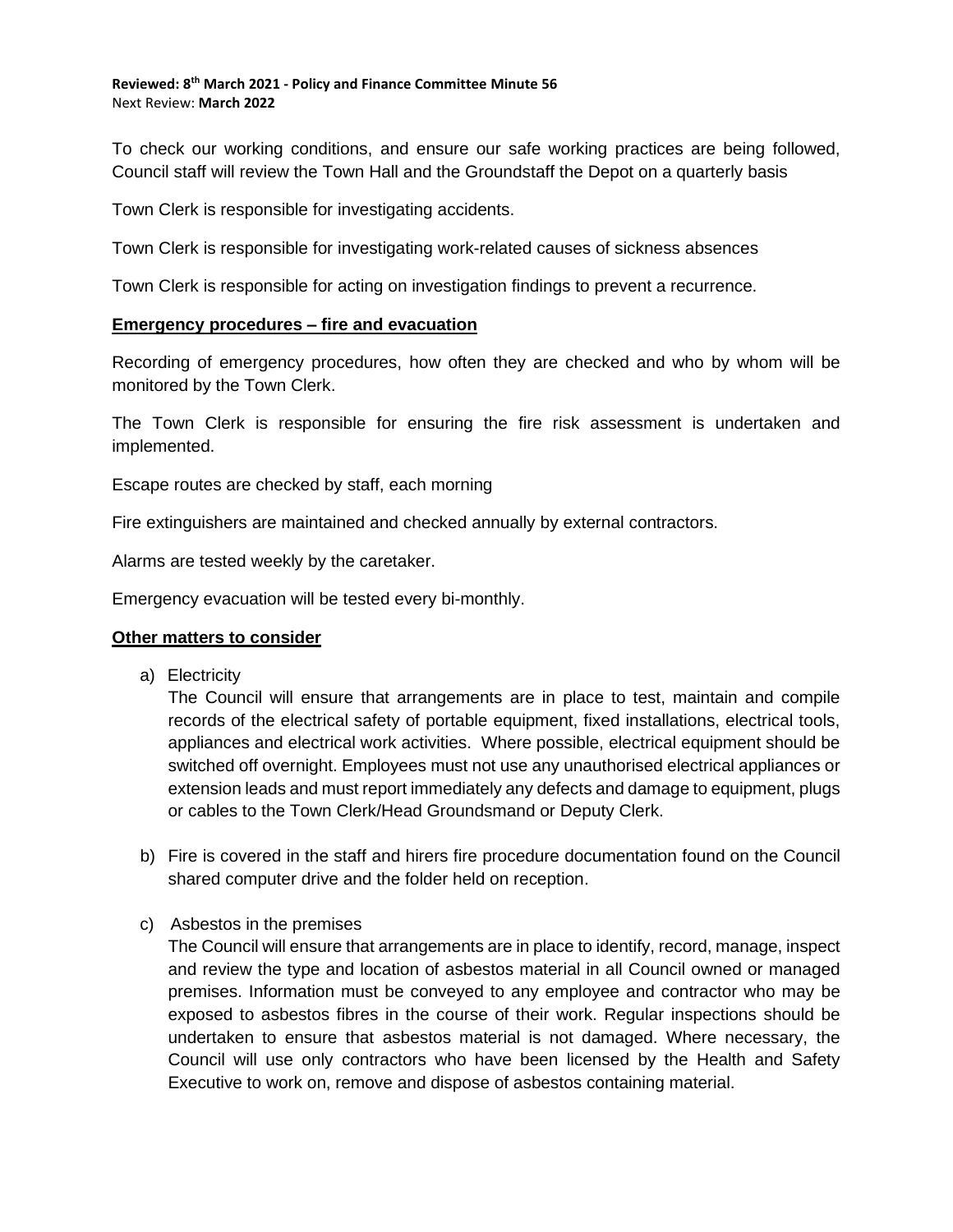**Reviewed: 8th March 2021 - Policy and Finance Committee Minute 56**
Next Review: **March 2022**

To check our working conditions, and ensure our safe working practices are being followed, Council staff will review the Town Hall and the Groundstaff the Depot on a quarterly basis

Town Clerk is responsible for investigating accidents.

Town Clerk is responsible for investigating work-related causes of sickness absences

Town Clerk is responsible for acting on investigation findings to prevent a recurrence.

**Emergency procedures – fire and evacuation**

Recording of emergency procedures, how often they are checked and who by whom will be monitored by the Town Clerk.

The Town Clerk is responsible for ensuring the fire risk assessment is undertaken and implemented.

Escape routes are checked by staff, each morning

Fire extinguishers are maintained and checked annually by external contractors.

Alarms are tested weekly by the caretaker.

Emergency evacuation will be tested every bi-monthly.

**Other matters to consider**

a) Electricity
   The Council will ensure that arrangements are in place to test, maintain and compile records of the electrical safety of portable equipment, fixed installations, electrical tools, appliances and electrical work activities. Where possible, electrical equipment should be switched off overnight. Employees must not use any unauthorised electrical appliances or extension leads and must report immediately any defects and damage to equipment, plugs or cables to the Town Clerk/Head Groundsmand or Deputy Clerk.

b) Fire is covered in the staff and hirers fire procedure documentation found on the Council shared computer drive and the folder held on reception.

c) Asbestos in the premises
   The Council will ensure that arrangements are in place to identify, record, manage, inspect and review the type and location of asbestos material in all Council owned or managed premises. Information must be conveyed to any employee and contractor who may be exposed to asbestos fibres in the course of their work. Regular inspections should be undertaken to ensure that asbestos material is not damaged. Where necessary, the Council will use only contractors who have been licensed by the Health and Safety Executive to work on, remove and dispose of asbestos containing material.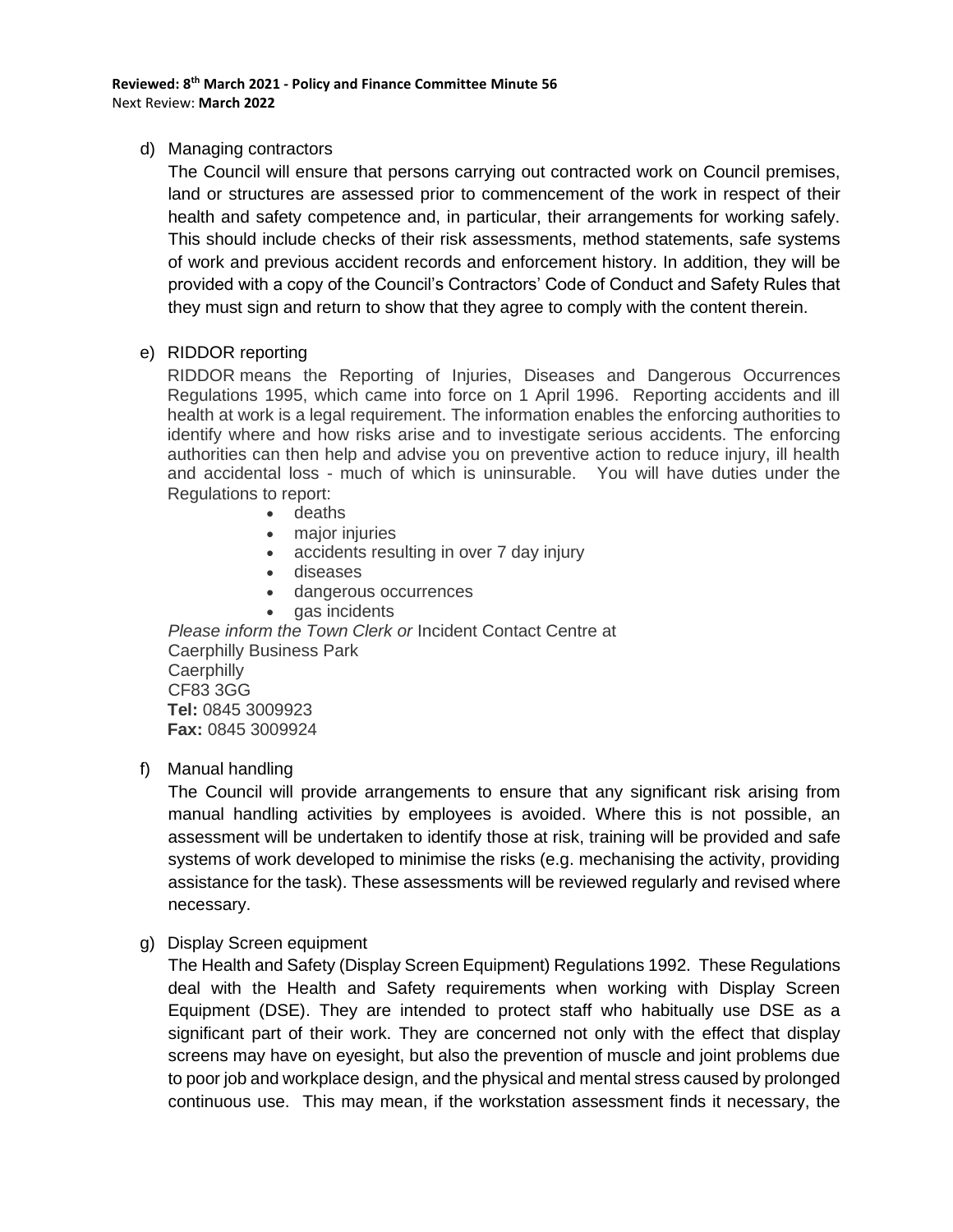d) Managing contractors

The Council will ensure that persons carrying out contracted work on Council premises, land or structures are assessed prior to commencement of the work in respect of their health and safety competence and, in particular, their arrangements for working safely. This should include checks of their risk assessments, method statements, safe systems of work and previous accident records and enforcement history. In addition, they will be provided with a copy of the Council's Contractors' Code of Conduct and Safety Rules that they must sign and return to show that they agree to comply with the content therein.

e) RIDDOR reporting

RIDDOR means the Reporting of Injuries, Diseases and Dangerous Occurrences Regulations 1995, which came into force on 1 April 1996. Reporting accidents and ill health at work is a legal requirement. The information enables the enforcing authorities to identify where and how risks arise and to investigate serious accidents. The enforcing authorities can then help and advise you on preventive action to reduce injury, ill health and accidental loss - much of which is uninsurable. You will have duties under the Regulations to report:

- deaths
- major injuries
- accidents resulting in over 7 day injury
- diseases
- dangerous occurrences
- gas incidents

*Please inform the Town Clerk or* Incident Contact Centre at
Caerphilly Business Park
Caerphilly
CF83 3GG
**Tel:** 0845 3009923
**Fax:** 0845 3009924

f) Manual handling

The Council will provide arrangements to ensure that any significant risk arising from manual handling activities by employees is avoided. Where this is not possible, an assessment will be undertaken to identify those at risk, training will be provided and safe systems of work developed to minimise the risks (e.g. mechanising the activity, providing assistance for the task). These assessments will be reviewed regularly and revised where necessary.

g) Display Screen equipment

The Health and Safety (Display Screen Equipment) Regulations 1992. These Regulations deal with the Health and Safety requirements when working with Display Screen Equipment (DSE). They are intended to protect staff who habitually use DSE as a significant part of their work. They are concerned not only with the effect that display screens may have on eyesight, but also the prevention of muscle and joint problems due to poor job and workplace design, and the physical and mental stress caused by prolonged continuous use. This may mean, if the workstation assessment finds it necessary, the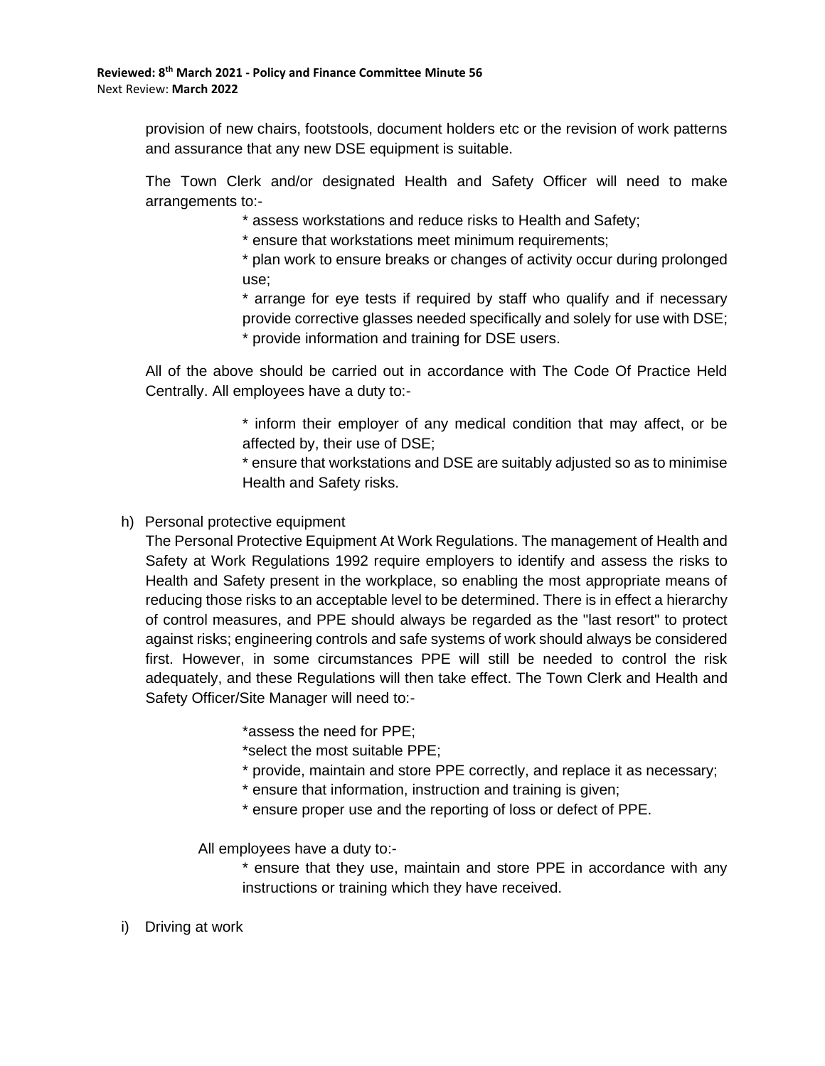provision of new chairs, footstools, document holders etc or the revision of work patterns and assurance that any new DSE equipment is suitable.

The Town Clerk and/or designated Health and Safety Officer will need to make arrangements to:-

* assess workstations and reduce risks to Health and Safety;
* ensure that workstations meet minimum requirements;
* plan work to ensure breaks or changes of activity occur during prolonged use;
* arrange for eye tests if required by staff who qualify and if necessary provide corrective glasses needed specifically and solely for use with DSE;
* provide information and training for DSE users.

All of the above should be carried out in accordance with The Code Of Practice Held Centrally. All employees have a duty to:-

* inform their employer of any medical condition that may affect, or be affected by, their use of DSE;
* ensure that workstations and DSE are suitably adjusted so as to minimise Health and Safety risks.

h) Personal protective equipment

The Personal Protective Equipment At Work Regulations. The management of Health and Safety at Work Regulations 1992 require employers to identify and assess the risks to Health and Safety present in the workplace, so enabling the most appropriate means of reducing those risks to an acceptable level to be determined. There is in effect a hierarchy of control measures, and PPE should always be regarded as the "last resort" to protect against risks; engineering controls and safe systems of work should always be considered first. However, in some circumstances PPE will still be needed to control the risk adequately, and these Regulations will then take effect. The Town Clerk and Health and Safety Officer/Site Manager will need to:-

* assess the need for PPE;
* select the most suitable PPE;
* provide, maintain and store PPE correctly, and replace it as necessary;
* ensure that information, instruction and training is given;
* ensure proper use and the reporting of loss or defect of PPE.

All employees have a duty to:-

* ensure that they use, maintain and store PPE in accordance with any instructions or training which they have received.

i) Driving at work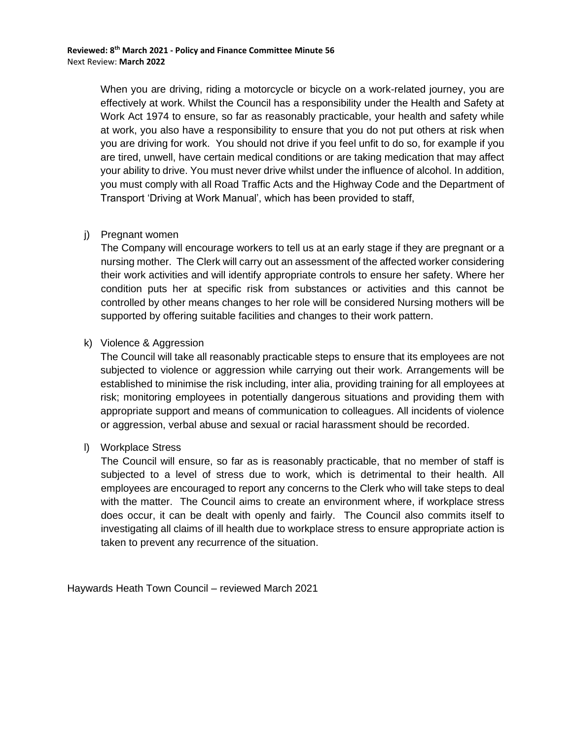When you are driving, riding a motorcycle or bicycle on a work-related journey, you are effectively at work. Whilst the Council has a responsibility under the Health and Safety at Work Act 1974 to ensure, so far as reasonably practicable, your health and safety while at work, you also have a responsibility to ensure that you do not put others at risk when you are driving for work. You should not drive if you feel unfit to do so, for example if you are tired, unwell, have certain medical conditions or are taking medication that may affect your ability to drive. You must never drive whilst under the influence of alcohol. In addition, you must comply with all Road Traffic Acts and the Highway Code and the Department of Transport 'Driving at Work Manual', which has been provided to staff,

j) Pregnant women

The Company will encourage workers to tell us at an early stage if they are pregnant or a nursing mother. The Clerk will carry out an assessment of the affected worker considering their work activities and will identify appropriate controls to ensure her safety. Where her condition puts her at specific risk from substances or activities and this cannot be controlled by other means changes to her role will be considered Nursing mothers will be supported by offering suitable facilities and changes to their work pattern.

k) Violence & Aggression

The Council will take all reasonably practicable steps to ensure that its employees are not subjected to violence or aggression while carrying out their work. Arrangements will be established to minimise the risk including, inter alia, providing training for all employees at risk; monitoring employees in potentially dangerous situations and providing them with appropriate support and means of communication to colleagues. All incidents of violence or aggression, verbal abuse and sexual or racial harassment should be recorded.

l) Workplace Stress

The Council will ensure, so far as is reasonably practicable, that no member of staff is subjected to a level of stress due to work, which is detrimental to their health. All employees are encouraged to report any concerns to the Clerk who will take steps to deal with the matter. The Council aims to create an environment where, if workplace stress does occur, it can be dealt with openly and fairly. The Council also commits itself to investigating all claims of ill health due to workplace stress to ensure appropriate action is taken to prevent any recurrence of the situation.

Haywards Heath Town Council – reviewed March 2021